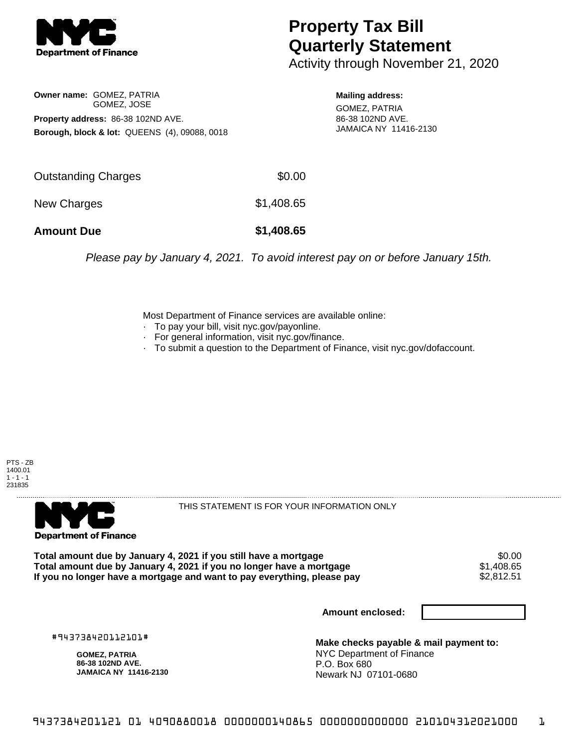**Department of Finance**

# Property Tax Bill Quarterly Statement

Activity through November 21, 2020

**Owner name:** GOMEZ, PATRIA
GOMEZ, JOSE

**Property address:** 86-38 102ND AVE.

**Borough, block & lot:** QUEENS (4), 09088, 0018

**Mailing address:**
GOMEZ, PATRIA
86-38 102ND AVE.
JAMAICA NY 11416-2130

| | |
|---|---|
| Outstanding Charges | $0.00 |
| New Charges | $1,408.65 |
| **Amount Due** | **$1,408.65** |

*Please pay by January 4, 2021. To avoid interest pay on or before January 15th.*

Most Department of Finance services are available online:
- To pay your bill, visit nyc.gov/payonline.
- For general information, visit nyc.gov/finance.
- To submit a question to the Department of Finance, visit nyc.gov/dofaccount.

PTS - ZB
1400.01
1 - 1 - 1
231835

**Department of Finance**

THIS STATEMENT IS FOR YOUR INFORMATION ONLY

| | |
|---|---|
| **Total amount due by January 4, 2021 if you still have a mortgage** | $0.00 |
| **Total amount due by January 4, 2021 if you no longer have a mortgage** | $1,408.65 |
| **If you no longer have a mortgage and want to pay everything, please pay** | $2,812.51 |

**Amount enclosed:**

#943738420112101#

**GOMEZ, PATRIA**
**86-38 102ND AVE.**
**JAMAICA NY 11416-2130**

**Make checks payable & mail payment to:**
NYC Department of Finance
P.O. Box 680
Newark NJ 07101-0680

9437384201121 01 4090880018 0000000140865 0000000000000 210104312021000 1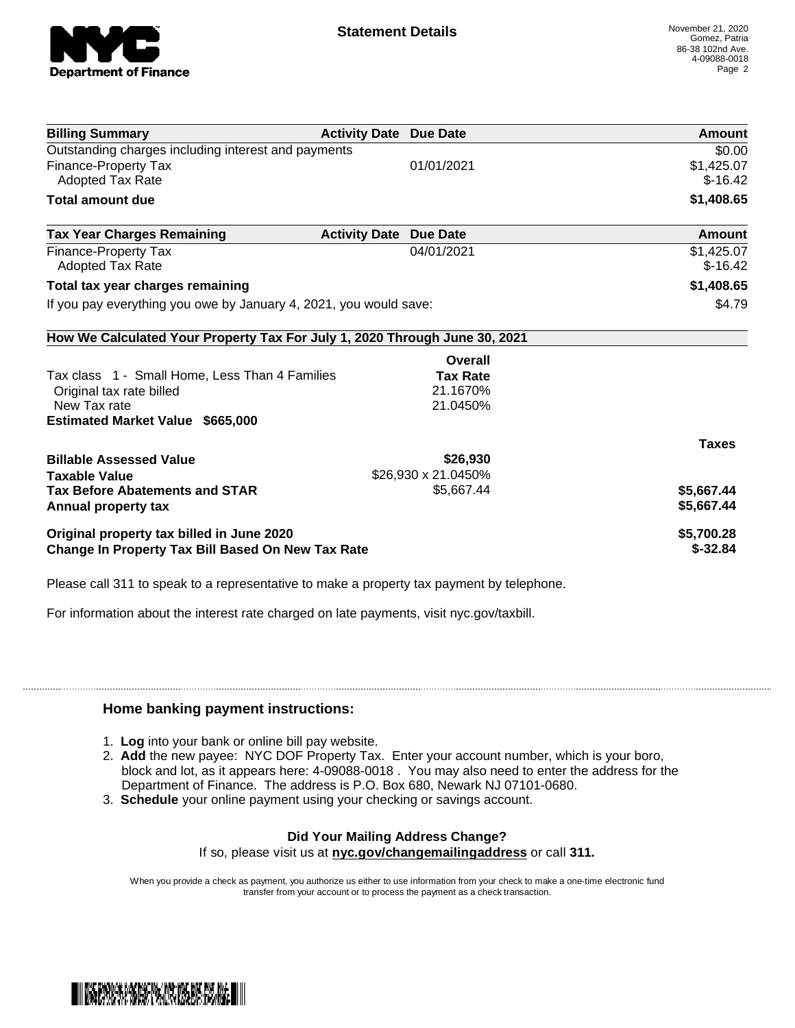# Statement Details

November 21, 2020
Gomez, Patria
86-38 102nd Ave.
4-09088-0018

| Billing Summary | Activity Date | Due Date | Amount |
|---|---|---|---|
| Outstanding charges including interest and payments | | | $0.00 |
| Finance-Property Tax | | 01/01/2021 | $1,425.07 |
| Adopted Tax Rate | | | $-16.42 |
| **Total amount due** | | | **$1,408.65** |

| Tax Year Charges Remaining | Activity Date | Due Date | Amount |
|---|---|---|---|
| Finance-Property Tax | | 04/01/2021 | $1,425.07 |
| Adopted Tax Rate | | | $-16.42 |
| **Total tax year charges remaining** | | | **$1,408.65** |
| If you pay everything you owe by January 4, 2021, you would save: | | | $4.79 |

## How We Calculated Your Property Tax For July 1, 2020 Through June 30, 2021

| | Overall Tax Rate | |
|---|---|---|
| Tax class 1 - Small Home, Less Than 4 Families | | |
| Original tax rate billed | 21.1670% | |
| New Tax rate | 21.0450% | |
| **Estimated Market Value $665,000** | | |

| | | Taxes |
|---|---|---|
| **Billable Assessed Value** | $26,930 | |
| **Taxable Value** | $26,930 x 21.0450% | |
| **Tax Before Abatements and STAR** | $5,667.44 | $5,667.44 |
| **Annual property tax** | | $5,667.44 |
| **Original property tax billed in June 2020** | | $5,700.28 |
| **Change In Property Tax Bill Based On New Tax Rate** | | $-32.84 |

Please call 311 to speak to a representative to make a property tax payment by telephone.

For information about the interest rate charged on late payments, visit nyc.gov/taxbill.

### Home banking payment instructions:

1. **Log** into your bank or online bill pay website.
2. **Add** the new payee: NYC DOF Property Tax. Enter your account number, which is your boro, block and lot, as it appears here: 4-09088-0018 . You may also need to enter the address for the Department of Finance. The address is P.O. Box 680, Newark NJ 07101-0680.
3. **Schedule** your online payment using your checking or savings account.

**Did Your Mailing Address Change?**
If so, please visit us at **nyc.gov/changemailingaddress** or call **311.**

When you provide a check as payment, you authorize us either to use information from your check to make a one-time electronic fund transfer from your account or to process the payment as a check transaction.